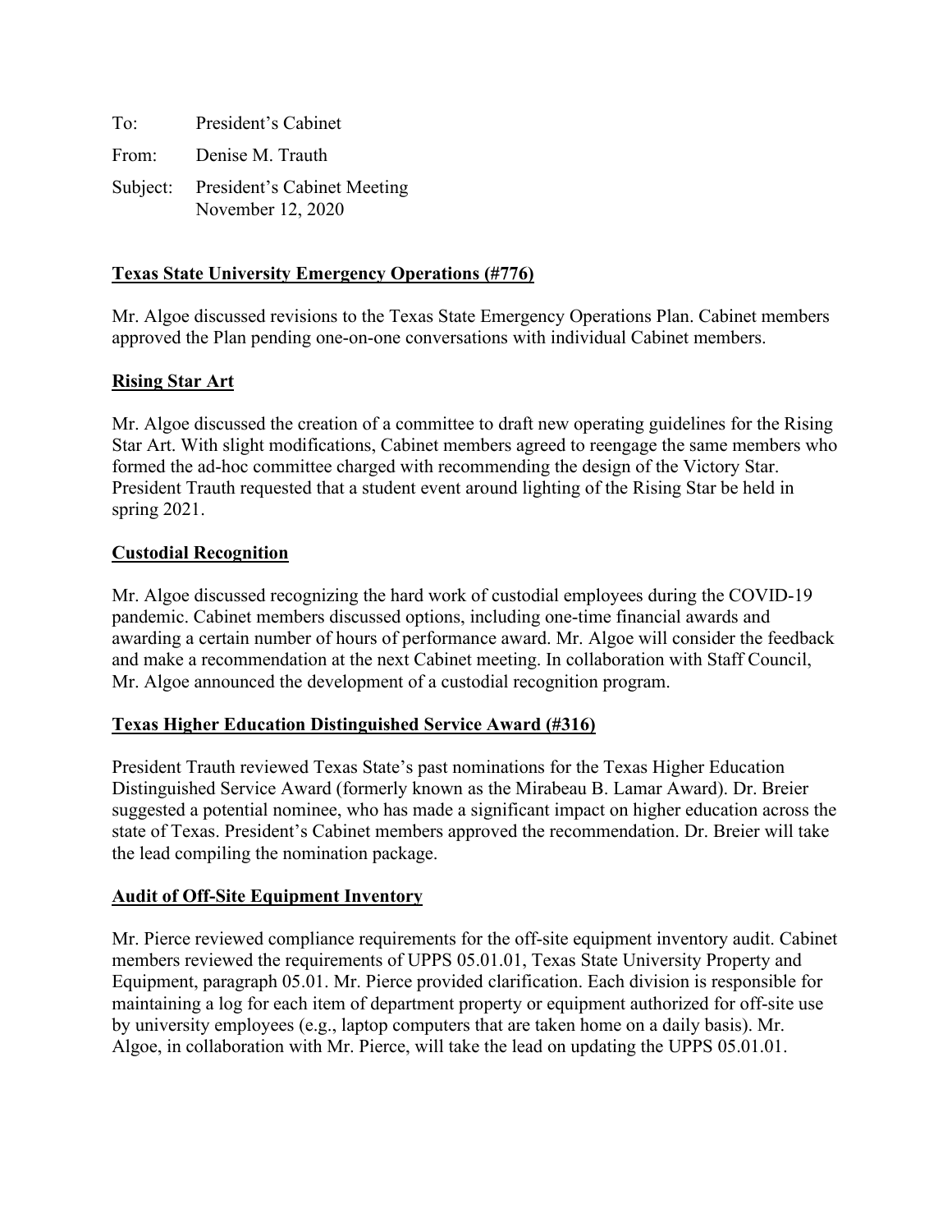To: President's Cabinet

From: Denise M. Trauth

Subject: President's Cabinet Meeting
November 12, 2020

**Texas State University Emergency Operations (#776)**

Mr. Algoe discussed revisions to the Texas State Emergency Operations Plan. Cabinet members approved the Plan pending one-on-one conversations with individual Cabinet members.

**Rising Star Art**

Mr. Algoe discussed the creation of a committee to draft new operating guidelines for the Rising Star Art. With slight modifications, Cabinet members agreed to reengage the same members who formed the ad-hoc committee charged with recommending the design of the Victory Star. President Trauth requested that a student event around lighting of the Rising Star be held in spring 2021.

**Custodial Recognition**

Mr. Algoe discussed recognizing the hard work of custodial employees during the COVID-19 pandemic. Cabinet members discussed options, including one-time financial awards and awarding a certain number of hours of performance award. Mr. Algoe will consider the feedback and make a recommendation at the next Cabinet meeting. In collaboration with Staff Council, Mr. Algoe announced the development of a custodial recognition program.

**Texas Higher Education Distinguished Service Award (#316)**

President Trauth reviewed Texas State's past nominations for the Texas Higher Education Distinguished Service Award (formerly known as the Mirabeau B. Lamar Award). Dr. Breier suggested a potential nominee, who has made a significant impact on higher education across the state of Texas. President's Cabinet members approved the recommendation. Dr. Breier will take the lead compiling the nomination package.

**Audit of Off-Site Equipment Inventory**

Mr. Pierce reviewed compliance requirements for the off-site equipment inventory audit. Cabinet members reviewed the requirements of UPPS 05.01.01, Texas State University Property and Equipment, paragraph 05.01. Mr. Pierce provided clarification. Each division is responsible for maintaining a log for each item of department property or equipment authorized for off-site use by university employees (e.g., laptop computers that are taken home on a daily basis). Mr. Algoe, in collaboration with Mr. Pierce, will take the lead on updating the UPPS 05.01.01.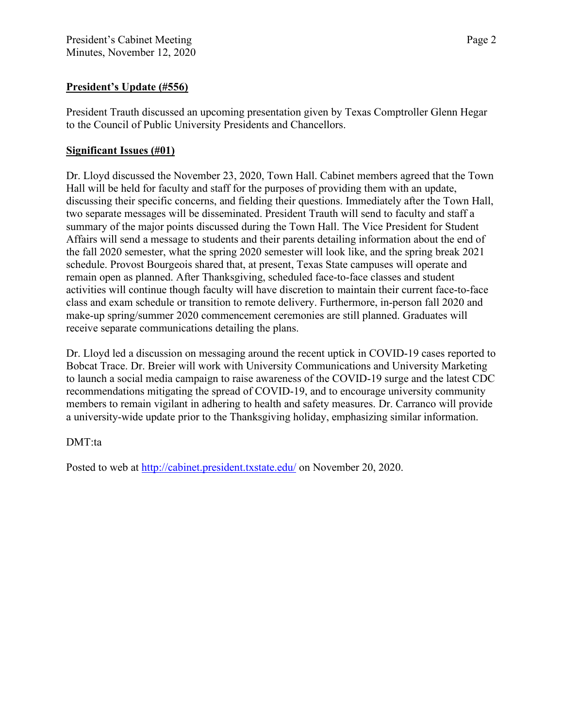**President's Update (#556)**

President Trauth discussed an upcoming presentation given by Texas Comptroller Glenn Hegar to the Council of Public University Presidents and Chancellors.

**Significant Issues (#01)**

Dr. Lloyd discussed the November 23, 2020, Town Hall. Cabinet members agreed that the Town Hall will be held for faculty and staff for the purposes of providing them with an update, discussing their specific concerns, and fielding their questions. Immediately after the Town Hall, two separate messages will be disseminated. President Trauth will send to faculty and staff a summary of the major points discussed during the Town Hall. The Vice President for Student Affairs will send a message to students and their parents detailing information about the end of the fall 2020 semester, what the spring 2020 semester will look like, and the spring break 2021 schedule. Provost Bourgeois shared that, at present, Texas State campuses will operate and remain open as planned. After Thanksgiving, scheduled face-to-face classes and student activities will continue though faculty will have discretion to maintain their current face-to-face class and exam schedule or transition to remote delivery. Furthermore, in-person fall 2020 and make-up spring/summer 2020 commencement ceremonies are still planned. Graduates will receive separate communications detailing the plans.

Dr. Lloyd led a discussion on messaging around the recent uptick in COVID-19 cases reported to Bobcat Trace. Dr. Breier will work with University Communications and University Marketing to launch a social media campaign to raise awareness of the COVID-19 surge and the latest CDC recommendations mitigating the spread of COVID-19, and to encourage university community members to remain vigilant in adhering to health and safety measures. Dr. Carranco will provide a university-wide update prior to the Thanksgiving holiday, emphasizing similar information.

DMT:ta

Posted to web at http://cabinet.president.txstate.edu/ on November 20, 2020.